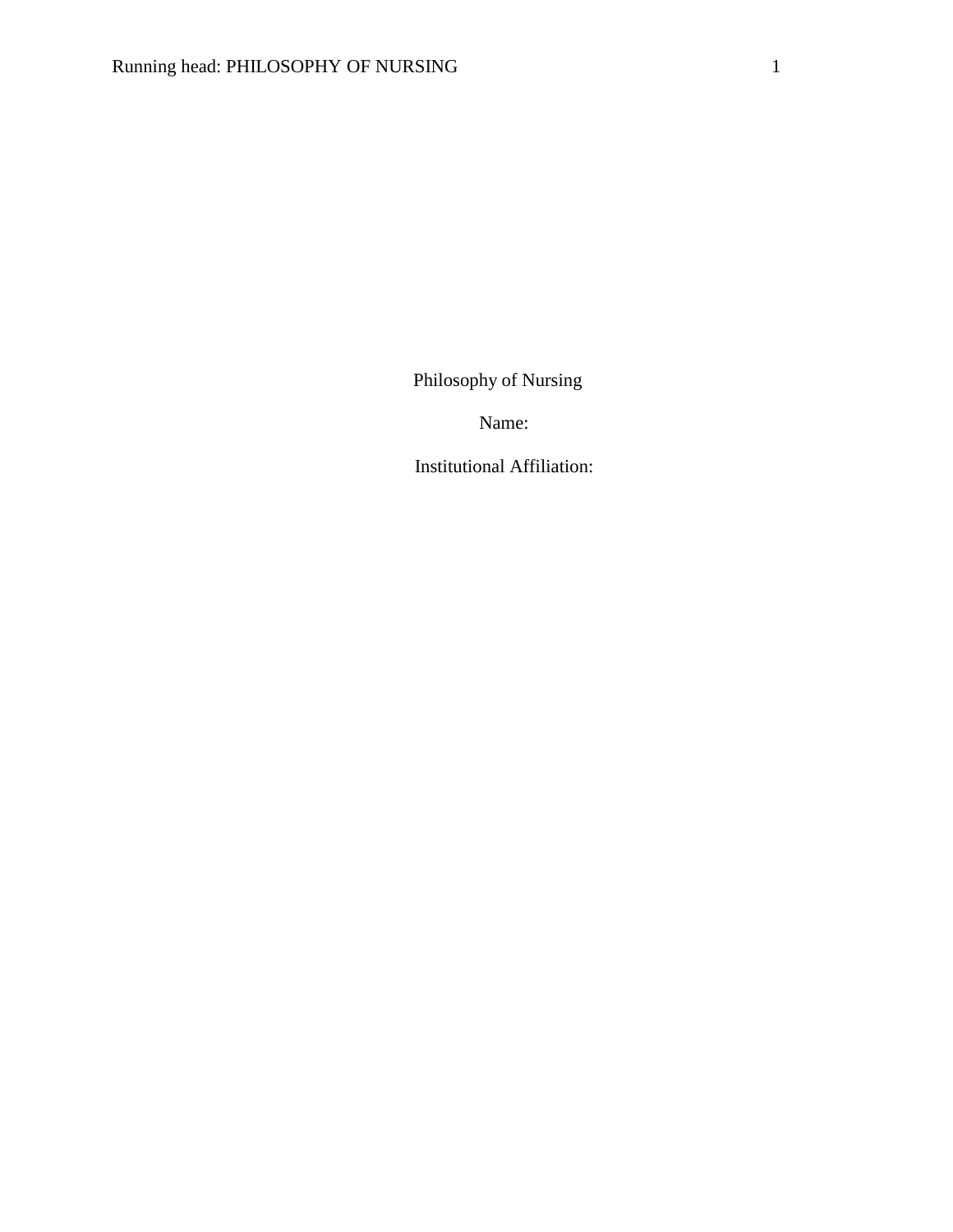Philosophy of Nursing

Name:

Institutional Affiliation: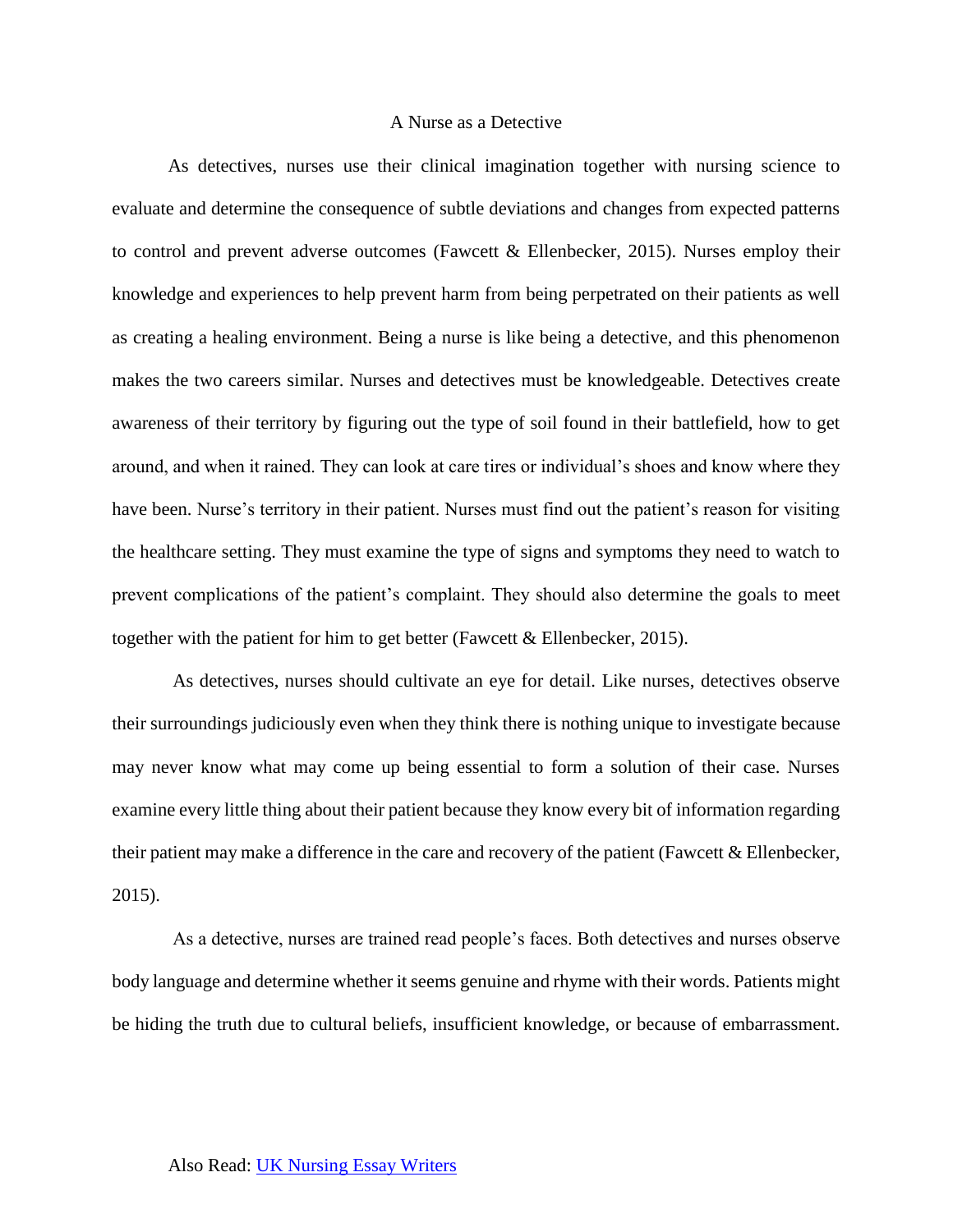# A Nurse as a Detective

As detectives, nurses use their clinical imagination together with nursing science to evaluate and determine the consequence of subtle deviations and changes from expected patterns to control and prevent adverse outcomes (Fawcett & Ellenbecker, 2015). Nurses employ their knowledge and experiences to help prevent harm from being perpetrated on their patients as well as creating a healing environment. Being a nurse is like being a detective, and this phenomenon makes the two careers similar. Nurses and detectives must be knowledgeable. Detectives create awareness of their territory by figuring out the type of soil found in their battlefield, how to get around, and when it rained. They can look at care tires or individual's shoes and know where they have been. Nurse's territory in their patient. Nurses must find out the patient's reason for visiting the healthcare setting. They must examine the type of signs and symptoms they need to watch to prevent complications of the patient's complaint. They should also determine the goals to meet together with the patient for him to get better (Fawcett & Ellenbecker, 2015).

As detectives, nurses should cultivate an eye for detail. Like nurses, detectives observe their surroundings judiciously even when they think there is nothing unique to investigate because may never know what may come up being essential to form a solution of their case. Nurses examine every little thing about their patient because they know every bit of information regarding their patient may make a difference in the care and recovery of the patient (Fawcett & Ellenbecker, 2015).

As a detective, nurses are trained read people's faces. Both detectives and nurses observe body language and determine whether it seems genuine and rhyme with their words. Patients might be hiding the truth due to cultural beliefs, insufficient knowledge, or because of embarrassment.

Also Read: [UK Nursing Essay Writers]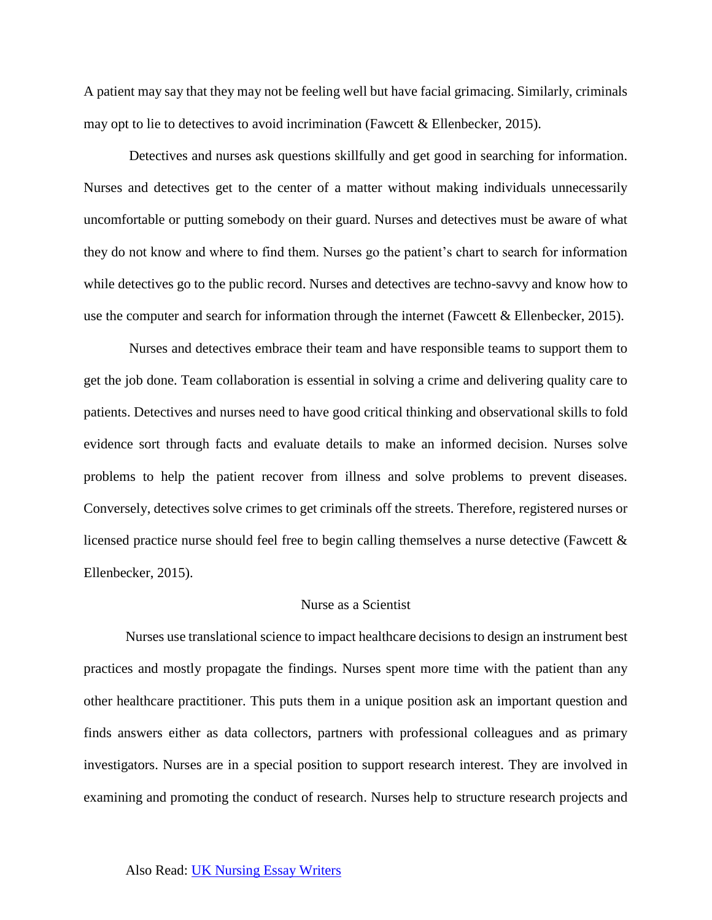A patient may say that they may not be feeling well but have facial grimacing. Similarly, criminals may opt to lie to detectives to avoid incrimination (Fawcett & Ellenbecker, 2015).

Detectives and nurses ask questions skillfully and get good in searching for information. Nurses and detectives get to the center of a matter without making individuals unnecessarily uncomfortable or putting somebody on their guard. Nurses and detectives must be aware of what they do not know and where to find them. Nurses go the patient's chart to search for information while detectives go to the public record. Nurses and detectives are techno-savvy and know how to use the computer and search for information through the internet (Fawcett & Ellenbecker, 2015).

Nurses and detectives embrace their team and have responsible teams to support them to get the job done. Team collaboration is essential in solving a crime and delivering quality care to patients. Detectives and nurses need to have good critical thinking and observational skills to fold evidence sort through facts and evaluate details to make an informed decision. Nurses solve problems to help the patient recover from illness and solve problems to prevent diseases. Conversely, detectives solve crimes to get criminals off the streets. Therefore, registered nurses or licensed practice nurse should feel free to begin calling themselves a nurse detective (Fawcett & Ellenbecker, 2015).

## Nurse as a Scientist

Nurses use translational science to impact healthcare decisions to design an instrument best practices and mostly propagate the findings. Nurses spent more time with the patient than any other healthcare practitioner. This puts them in a unique position ask an important question and finds answers either as data collectors, partners with professional colleagues and as primary investigators. Nurses are in a special position to support research interest. They are involved in examining and promoting the conduct of research. Nurses help to structure research projects and

Also Read: [UK Nursing Essay Writers]()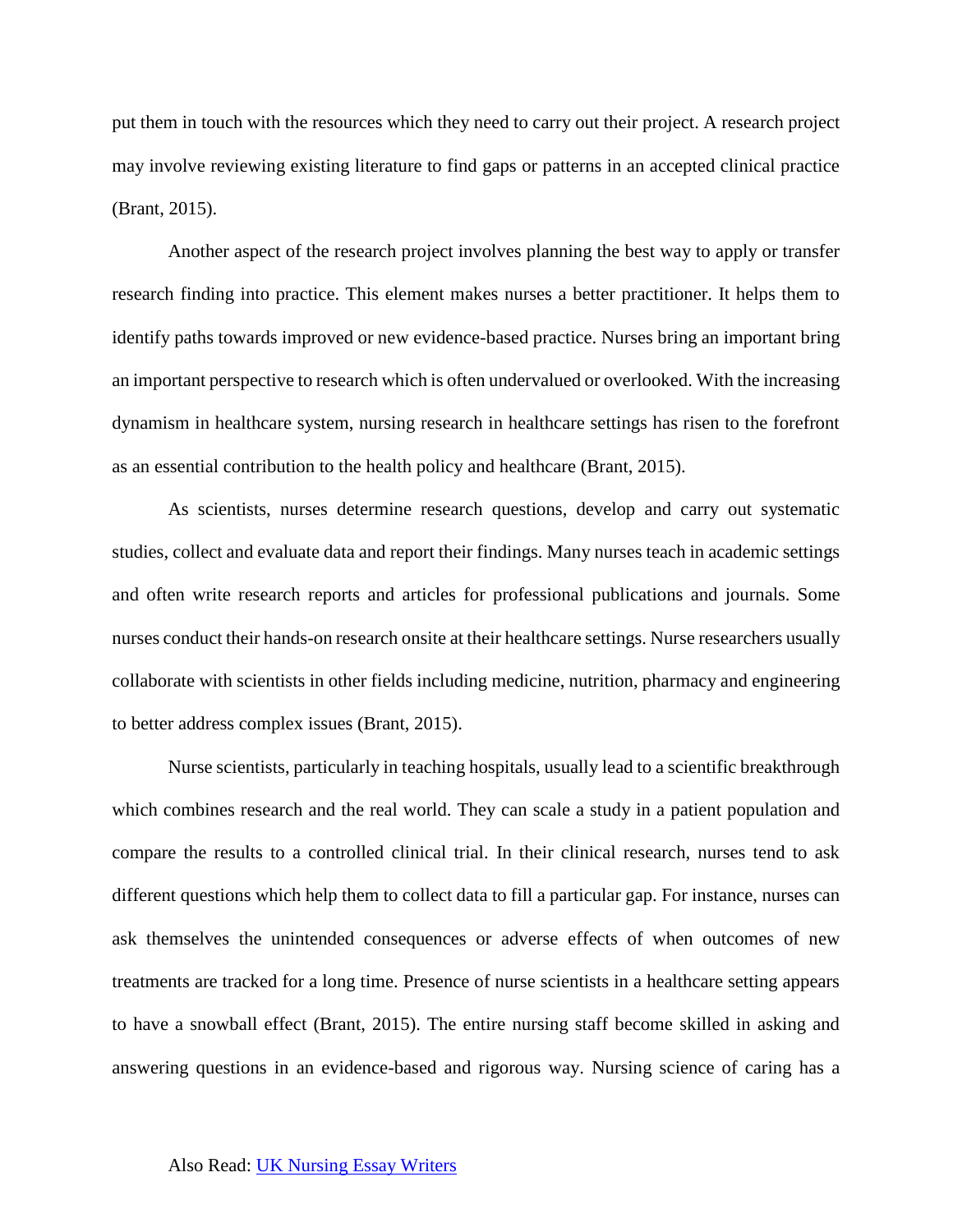put them in touch with the resources which they need to carry out their project. A research project may involve reviewing existing literature to find gaps or patterns in an accepted clinical practice (Brant, 2015).

Another aspect of the research project involves planning the best way to apply or transfer research finding into practice. This element makes nurses a better practitioner. It helps them to identify paths towards improved or new evidence-based practice. Nurses bring an important bring an important perspective to research which is often undervalued or overlooked. With the increasing dynamism in healthcare system, nursing research in healthcare settings has risen to the forefront as an essential contribution to the health policy and healthcare (Brant, 2015).

As scientists, nurses determine research questions, develop and carry out systematic studies, collect and evaluate data and report their findings. Many nurses teach in academic settings and often write research reports and articles for professional publications and journals. Some nurses conduct their hands-on research onsite at their healthcare settings. Nurse researchers usually collaborate with scientists in other fields including medicine, nutrition, pharmacy and engineering to better address complex issues (Brant, 2015).

Nurse scientists, particularly in teaching hospitals, usually lead to a scientific breakthrough which combines research and the real world. They can scale a study in a patient population and compare the results to a controlled clinical trial. In their clinical research, nurses tend to ask different questions which help them to collect data to fill a particular gap. For instance, nurses can ask themselves the unintended consequences or adverse effects of when outcomes of new treatments are tracked for a long time. Presence of nurse scientists in a healthcare setting appears to have a snowball effect (Brant, 2015). The entire nursing staff become skilled in asking and answering questions in an evidence-based and rigorous way. Nursing science of caring has a

Also Read: [UK Nursing Essay Writers]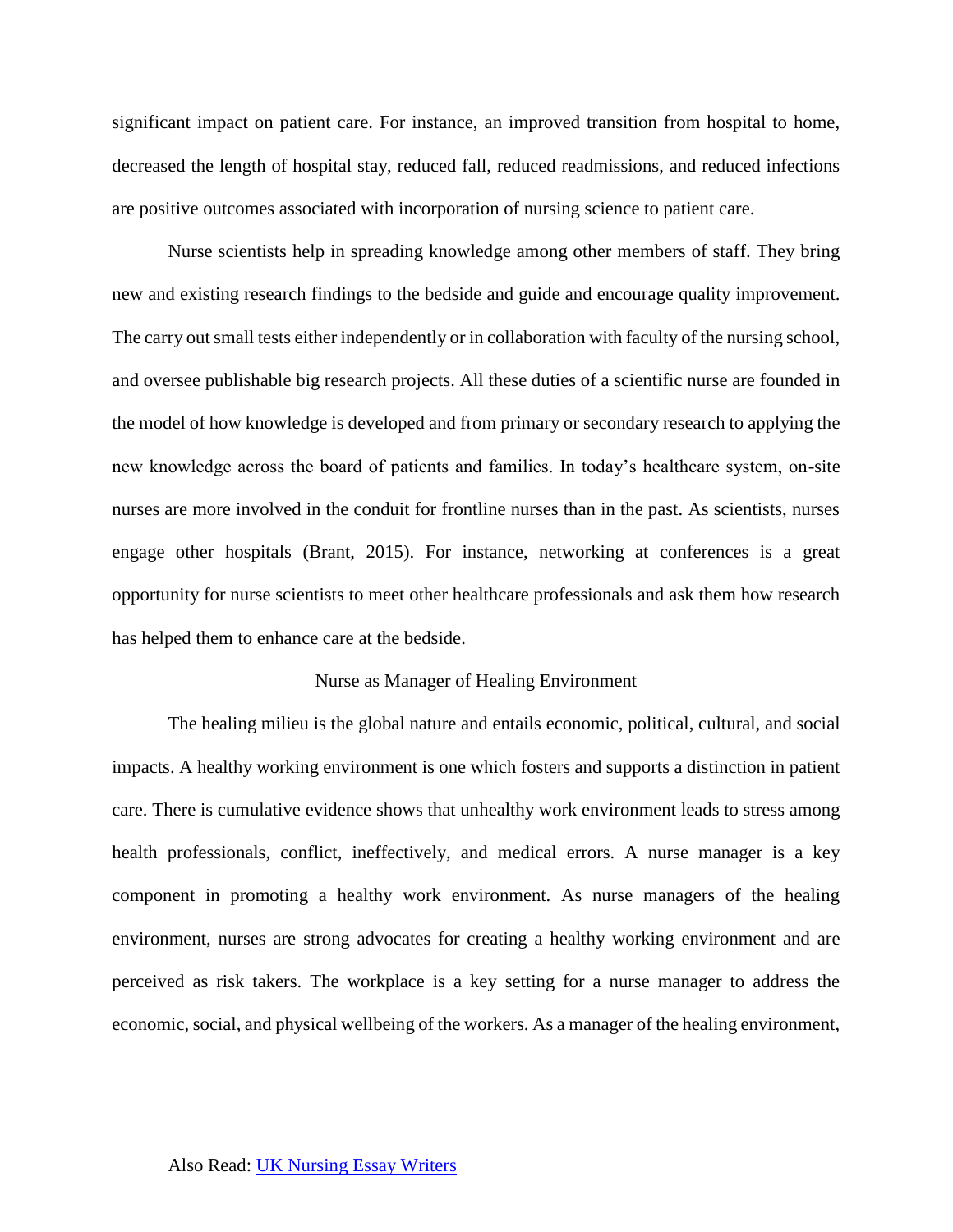significant impact on patient care. For instance, an improved transition from hospital to home, decreased the length of hospital stay, reduced fall, reduced readmissions, and reduced infections are positive outcomes associated with incorporation of nursing science to patient care.

Nurse scientists help in spreading knowledge among other members of staff. They bring new and existing research findings to the bedside and guide and encourage quality improvement. The carry out small tests either independently or in collaboration with faculty of the nursing school, and oversee publishable big research projects. All these duties of a scientific nurse are founded in the model of how knowledge is developed and from primary or secondary research to applying the new knowledge across the board of patients and families. In today's healthcare system, on-site nurses are more involved in the conduit for frontline nurses than in the past. As scientists, nurses engage other hospitals (Brant, 2015). For instance, networking at conferences is a great opportunity for nurse scientists to meet other healthcare professionals and ask them how research has helped them to enhance care at the bedside.

## Nurse as Manager of Healing Environment

The healing milieu is the global nature and entails economic, political, cultural, and social impacts. A healthy working environment is one which fosters and supports a distinction in patient care. There is cumulative evidence shows that unhealthy work environment leads to stress among health professionals, conflict, ineffectively, and medical errors. A nurse manager is a key component in promoting a healthy work environment. As nurse managers of the healing environment, nurses are strong advocates for creating a healthy working environment and are perceived as risk takers. The workplace is a key setting for a nurse manager to address the economic, social, and physical wellbeing of the workers. As a manager of the healing environment,

Also Read: [UK Nursing Essay Writers]()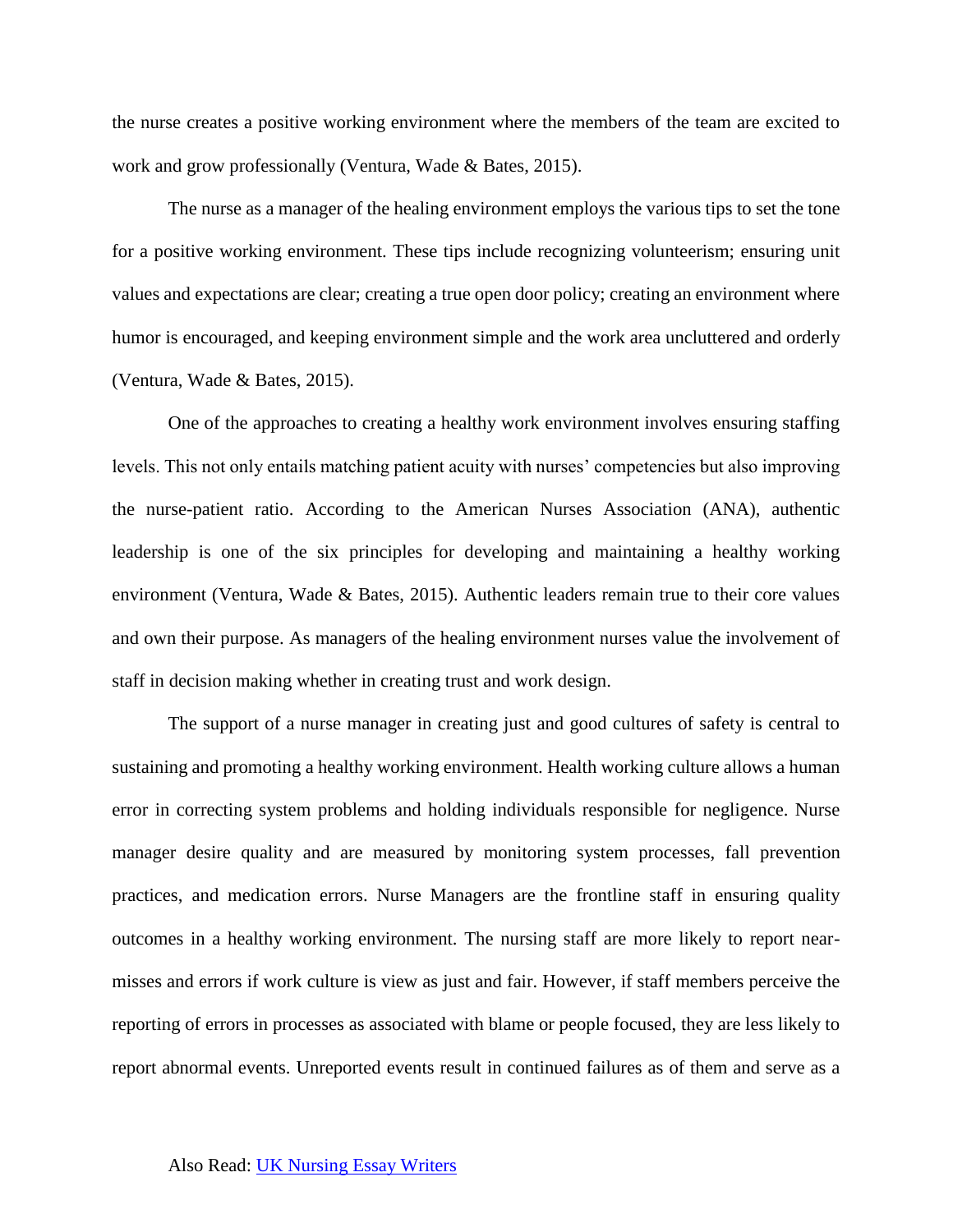the nurse creates a positive working environment where the members of the team are excited to work and grow professionally (Ventura, Wade & Bates, 2015).

The nurse as a manager of the healing environment employs the various tips to set the tone for a positive working environment. These tips include recognizing volunteerism; ensuring unit values and expectations are clear; creating a true open door policy; creating an environment where humor is encouraged, and keeping environment simple and the work area uncluttered and orderly (Ventura, Wade & Bates, 2015).

One of the approaches to creating a healthy work environment involves ensuring staffing levels. This not only entails matching patient acuity with nurses' competencies but also improving the nurse-patient ratio. According to the American Nurses Association (ANA), authentic leadership is one of the six principles for developing and maintaining a healthy working environment (Ventura, Wade & Bates, 2015). Authentic leaders remain true to their core values and own their purpose. As managers of the healing environment nurses value the involvement of staff in decision making whether in creating trust and work design.

The support of a nurse manager in creating just and good cultures of safety is central to sustaining and promoting a healthy working environment. Health working culture allows a human error in correcting system problems and holding individuals responsible for negligence. Nurse manager desire quality and are measured by monitoring system processes, fall prevention practices, and medication errors. Nurse Managers are the frontline staff in ensuring quality outcomes in a healthy working environment. The nursing staff are more likely to report near-misses and errors if work culture is view as just and fair. However, if staff members perceive the reporting of errors in processes as associated with blame or people focused, they are less likely to report abnormal events. Unreported events result in continued failures as of them and serve as a

Also Read: [UK Nursing Essay Writers]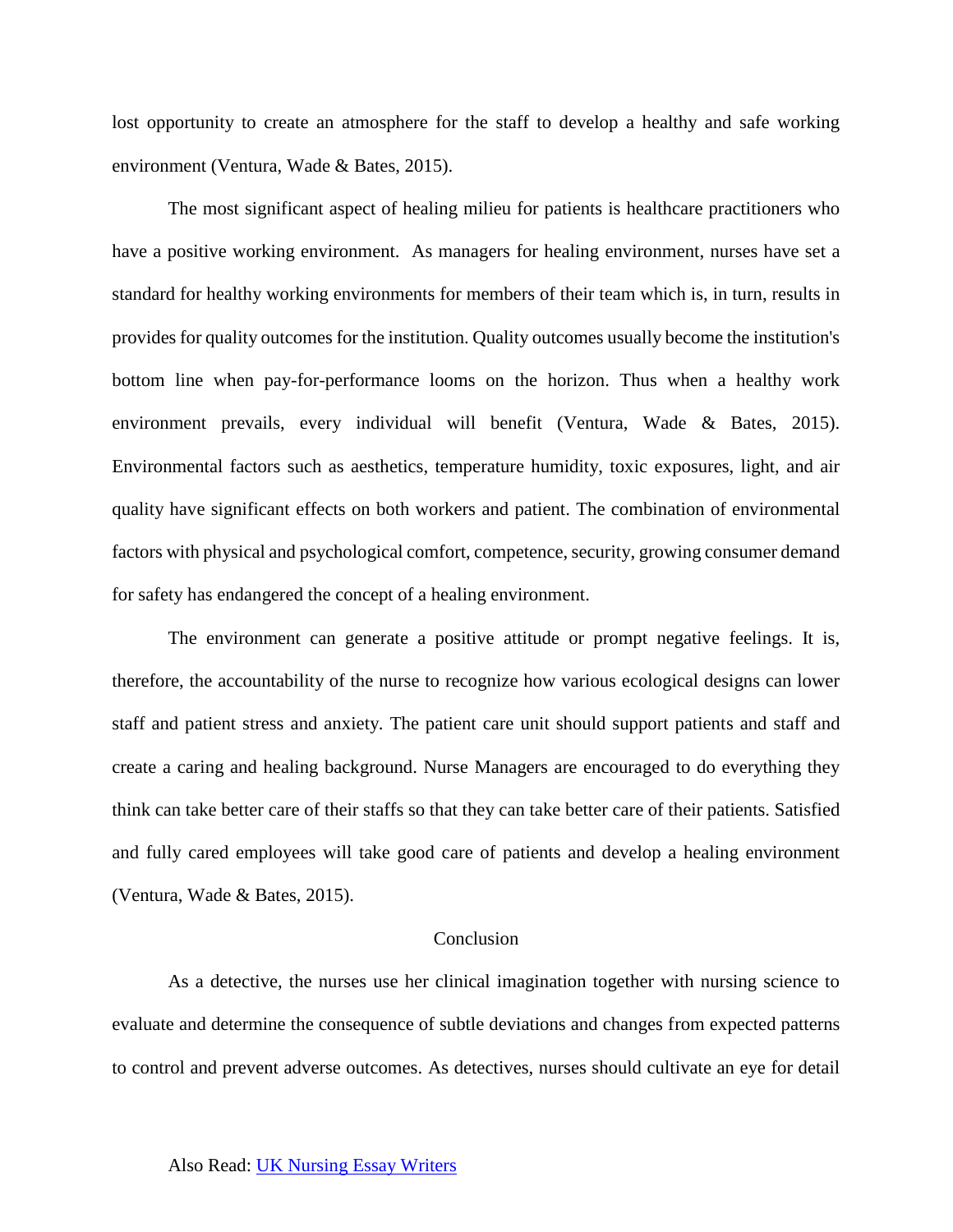lost opportunity to create an atmosphere for the staff to develop a healthy and safe working environment (Ventura, Wade & Bates, 2015).

The most significant aspect of healing milieu for patients is healthcare practitioners who have a positive working environment. As managers for healing environment, nurses have set a standard for healthy working environments for members of their team which is, in turn, results in provides for quality outcomes for the institution. Quality outcomes usually become the institution's bottom line when pay-for-performance looms on the horizon. Thus when a healthy work environment prevails, every individual will benefit (Ventura, Wade & Bates, 2015). Environmental factors such as aesthetics, temperature humidity, toxic exposures, light, and air quality have significant effects on both workers and patient. The combination of environmental factors with physical and psychological comfort, competence, security, growing consumer demand for safety has endangered the concept of a healing environment.

The environment can generate a positive attitude or prompt negative feelings. It is, therefore, the accountability of the nurse to recognize how various ecological designs can lower staff and patient stress and anxiety. The patient care unit should support patients and staff and create a caring and healing background. Nurse Managers are encouraged to do everything they think can take better care of their staffs so that they can take better care of their patients. Satisfied and fully cared employees will take good care of patients and develop a healing environment (Ventura, Wade & Bates, 2015).

## Conclusion

As a detective, the nurses use her clinical imagination together with nursing science to evaluate and determine the consequence of subtle deviations and changes from expected patterns to control and prevent adverse outcomes. As detectives, nurses should cultivate an eye for detail

Also Read: [UK Nursing Essay Writers]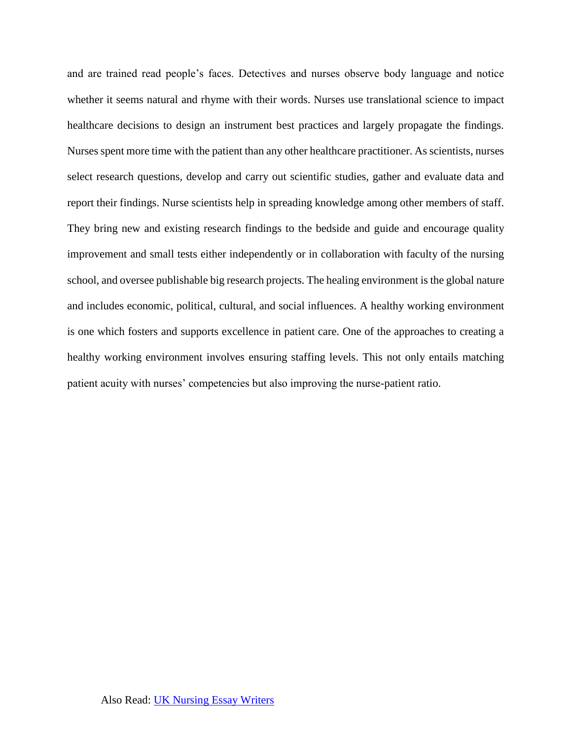and are trained read people's faces. Detectives and nurses observe body language and notice whether it seems natural and rhyme with their words. Nurses use translational science to impact healthcare decisions to design an instrument best practices and largely propagate the findings. Nurses spent more time with the patient than any other healthcare practitioner. As scientists, nurses select research questions, develop and carry out scientific studies, gather and evaluate data and report their findings. Nurse scientists help in spreading knowledge among other members of staff. They bring new and existing research findings to the bedside and guide and encourage quality improvement and small tests either independently or in collaboration with faculty of the nursing school, and oversee publishable big research projects. The healing environment is the global nature and includes economic, political, cultural, and social influences. A healthy working environment is one which fosters and supports excellence in patient care. One of the approaches to creating a healthy working environment involves ensuring staffing levels. This not only entails matching patient acuity with nurses' competencies but also improving the nurse-patient ratio.

Also Read: [UK Nursing Essay Writers]()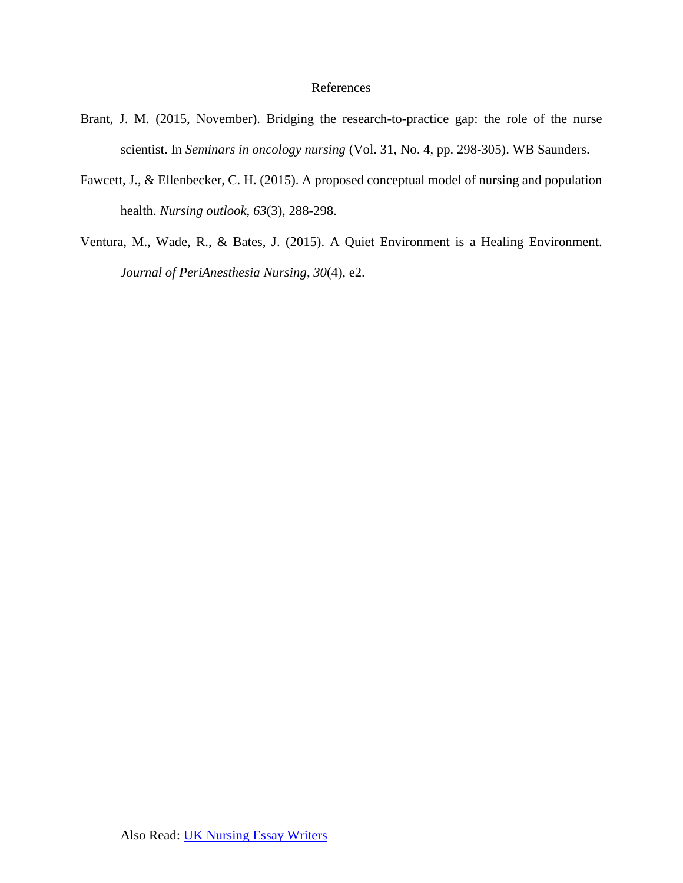# References

Brant, J. M. (2015, November). Bridging the research-to-practice gap: the role of the nurse scientist. In *Seminars in oncology nursing* (Vol. 31, No. 4, pp. 298-305). WB Saunders.

Fawcett, J., & Ellenbecker, C. H. (2015). A proposed conceptual model of nursing and population health. *Nursing outlook*, *63*(3), 288-298.

Ventura, M., Wade, R., & Bates, J. (2015). A Quiet Environment is a Healing Environment. *Journal of PeriAnesthesia Nursing*, *30*(4), e2.

Also Read: [UK Nursing Essay Writers]